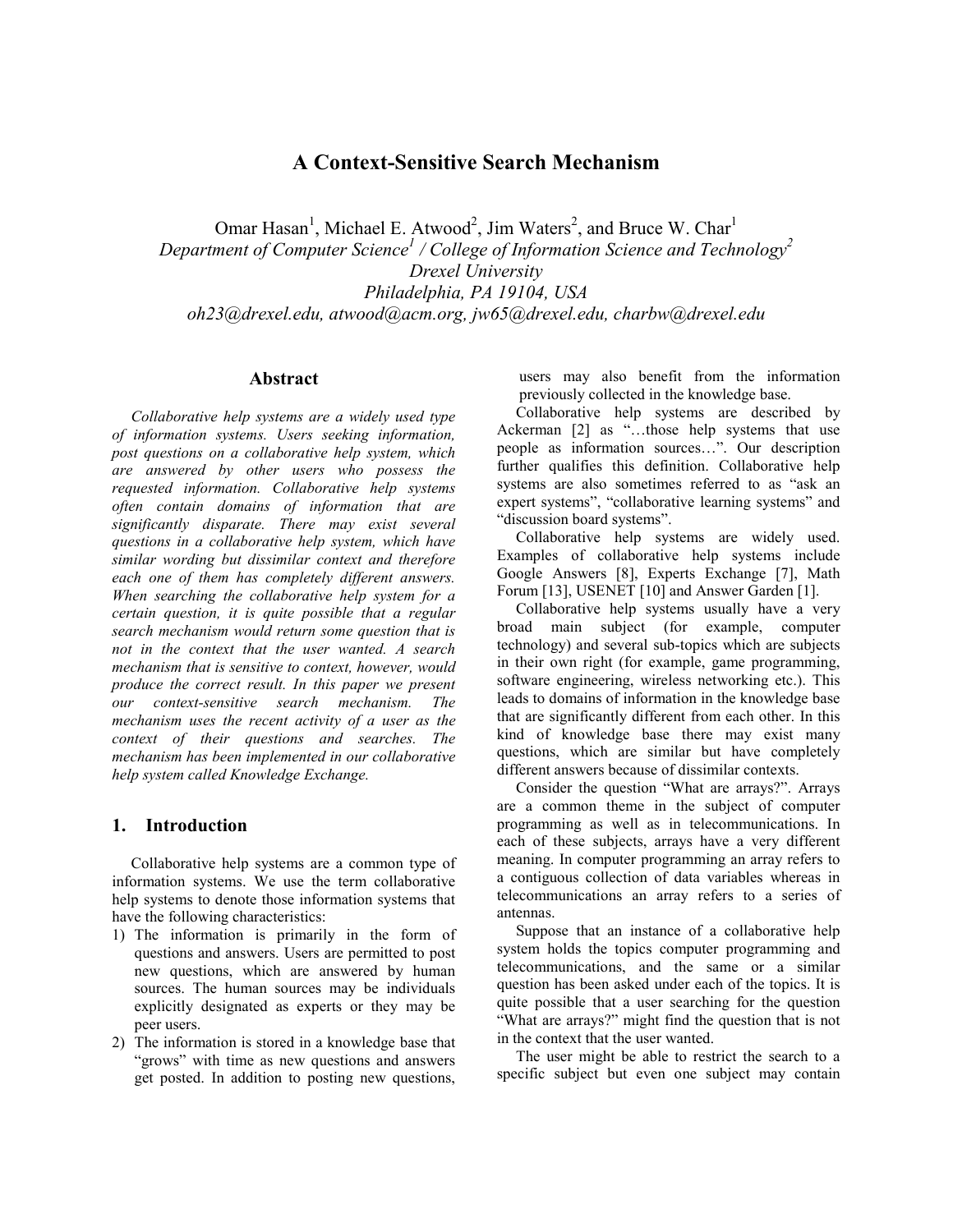# A Context-Sensitive Search Mechanism

Omar Hasan[1], Michael E. Atwood[2], Jim Waters[2], and Bruce W. Char[1]

*Department of Computer Science[1] / College of Information Science and Technology[2]*
*Drexel University*
*Philadelphia, PA 19104, USA*
*oh23@drexel.edu, atwood@acm.org, jw65@drexel.edu, charbw@drexel.edu*

## Abstract

*Collaborative help systems are a widely used type of information systems. Users seeking information, post questions on a collaborative help system, which are answered by other users who possess the requested information. Collaborative help systems often contain domains of information that are significantly disparate. There may exist several questions in a collaborative help system, which have similar wording but dissimilar context and therefore each one of them has completely different answers. When searching the collaborative help system for a certain question, it is quite possible that a regular search mechanism would return some question that is not in the context that the user wanted. A search mechanism that is sensitive to context, however, would produce the correct result. In this paper we present our context-sensitive search mechanism. The mechanism uses the recent activity of a user as the context of their questions and searches. The mechanism has been implemented in our collaborative help system called Knowledge Exchange.*

## 1. Introduction

Collaborative help systems are a common type of information systems. We use the term collaborative help systems to denote those information systems that have the following characteristics:

1) The information is primarily in the form of questions and answers. Users are permitted to post new questions, which are answered by human sources. The human sources may be individuals explicitly designated as experts or they may be peer users.
2) The information is stored in a knowledge base that "grows" with time as new questions and answers get posted. In addition to posting new questions, users may also benefit from the information previously collected in the knowledge base.

Collaborative help systems are described by Ackerman [2] as "…those help systems that use people as information sources…". Our description further qualifies this definition. Collaborative help systems are also sometimes referred to as "ask an expert systems", "collaborative learning systems" and "discussion board systems".

Collaborative help systems are widely used. Examples of collaborative help systems include Google Answers [8], Experts Exchange [7], Math Forum [13], USENET [10] and Answer Garden [1].

Collaborative help systems usually have a very broad main subject (for example, computer technology) and several sub-topics which are subjects in their own right (for example, game programming, software engineering, wireless networking etc.). This leads to domains of information in the knowledge base that are significantly different from each other. In this kind of knowledge base there may exist many questions, which are similar but have completely different answers because of dissimilar contexts.

Consider the question "What are arrays?". Arrays are a common theme in the subject of computer programming as well as in telecommunications. In each of these subjects, arrays have a very different meaning. In computer programming an array refers to a contiguous collection of data variables whereas in telecommunications an array refers to a series of antennas.

Suppose that an instance of a collaborative help system holds the topics computer programming and telecommunications, and the same or a similar question has been asked under each of the topics. It is quite possible that a user searching for the question "What are arrays?" might find the question that is not in the context that the user wanted.

The user might be able to restrict the search to a specific subject but even one subject may contain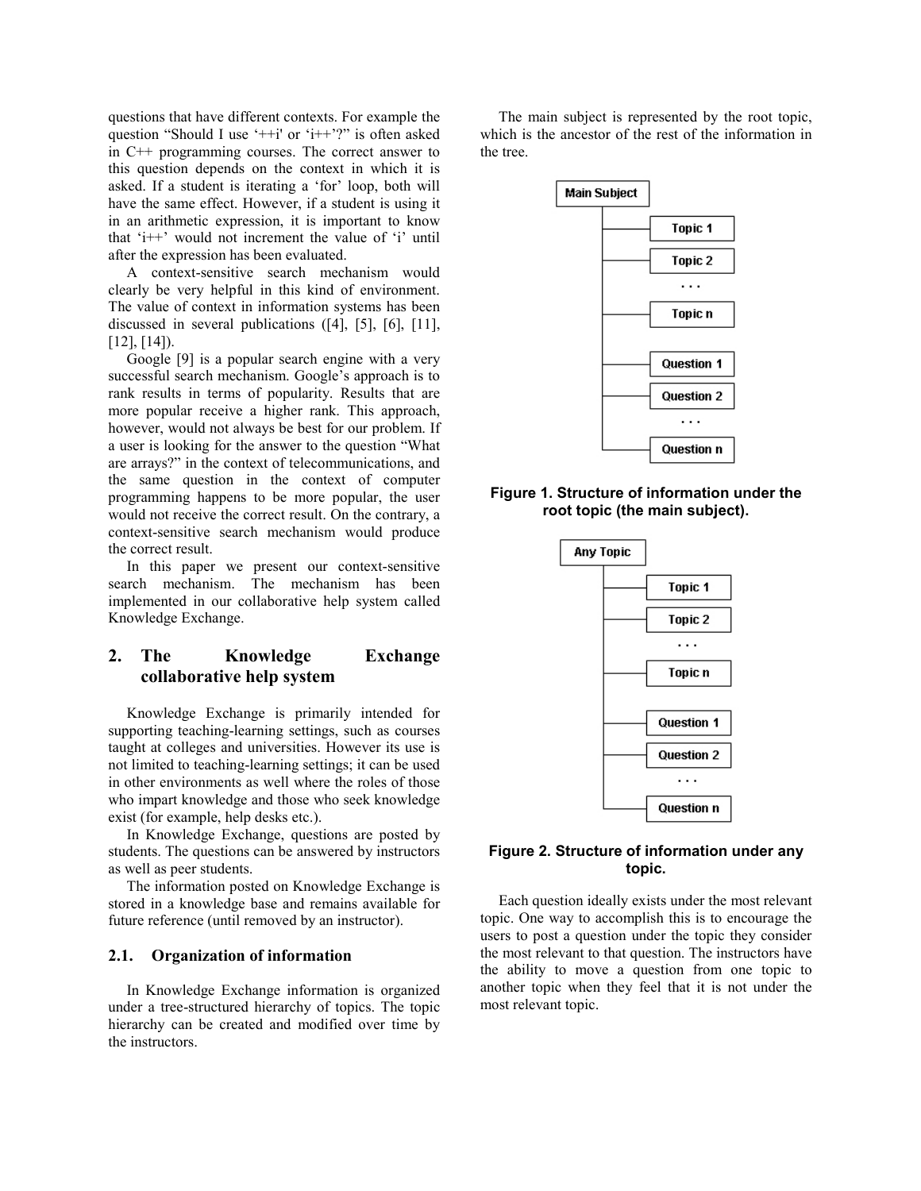questions that have different contexts. For example the question "Should I use '++i' or 'i++'?" is often asked in C++ programming courses. The correct answer to this question depends on the context in which it is asked. If a student is iterating a 'for' loop, both will have the same effect. However, if a student is using it in an arithmetic expression, it is important to know that 'i++' would not increment the value of 'i' until after the expression has been evaluated.

A context-sensitive search mechanism would clearly be very helpful in this kind of environment. The value of context in information systems has been discussed in several publications ([4], [5], [6], [11], [12], [14]).

Google [9] is a popular search engine with a very successful search mechanism. Google's approach is to rank results in terms of popularity. Results that are more popular receive a higher rank. This approach, however, would not always be best for our problem. If a user is looking for the answer to the question "What are arrays?" in the context of telecommunications, and the same question in the context of computer programming happens to be more popular, the user would not receive the correct result. On the contrary, a context-sensitive search mechanism would produce the correct result.

In this paper we present our context-sensitive search mechanism. The mechanism has been implemented in our collaborative help system called Knowledge Exchange.

## 2. The Knowledge Exchange collaborative help system

Knowledge Exchange is primarily intended for supporting teaching-learning settings, such as courses taught at colleges and universities. However its use is not limited to teaching-learning settings; it can be used in other environments as well where the roles of those who impart knowledge and those who seek knowledge exist (for example, help desks etc.).

In Knowledge Exchange, questions are posted by students. The questions can be answered by instructors as well as peer students.

The information posted on Knowledge Exchange is stored in a knowledge base and remains available for future reference (until removed by an instructor).

### 2.1. Organization of information

In Knowledge Exchange information is organized under a tree-structured hierarchy of topics. The topic hierarchy can be created and modified over time by the instructors.

The main subject is represented by the root topic, which is the ancestor of the rest of the information in the tree.

Main Subject
Topic 1
Topic 2
. . .
Topic n
Question 1
Question 2
. . .
Question n

**Figure 1. Structure of information under the root topic (the main subject).**

Any Topic
Topic 1
Topic 2
. . .
Topic n
Question 1
Question 2
. . .
Question n

**Figure 2. Structure of information under any topic.**

Each question ideally exists under the most relevant topic. One way to accomplish this is to encourage the users to post a question under the topic they consider the most relevant to that question. The instructors have the ability to move a question from one topic to another topic when they feel that it is not under the most relevant topic.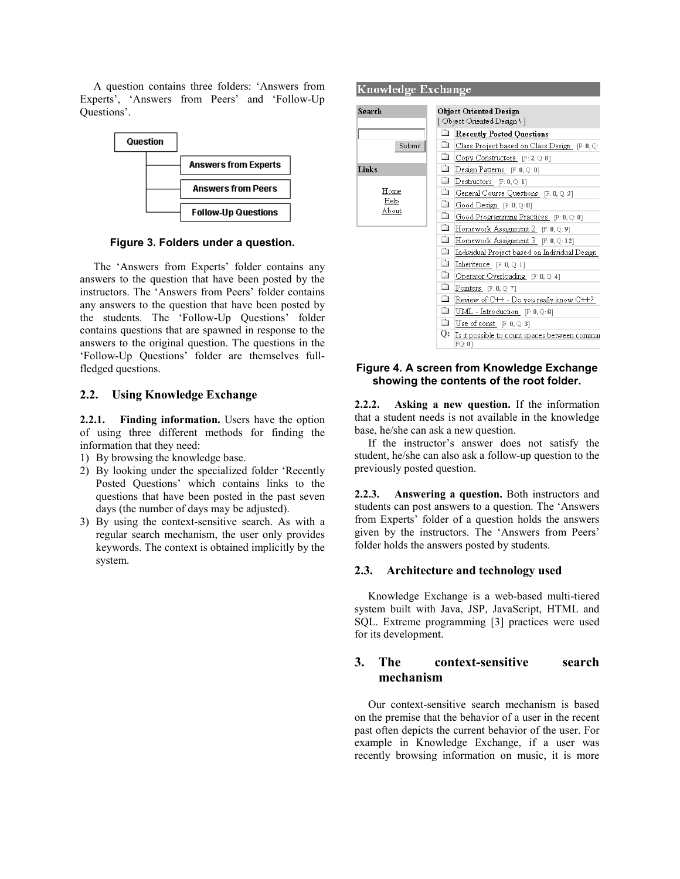A question contains three folders: 'Answers from Experts', 'Answers from Peers' and 'Follow-Up Questions'.

Question
Answers from Experts
Answers from Peers
Follow-Up Questions

**Figure 3. Folders under a question.**

The 'Answers from Experts' folder contains any answers to the question that have been posted by the instructors. The 'Answers from Peers' folder contains any answers to the question that have been posted by the students. The 'Follow-Up Questions' folder contains questions that are spawned in response to the answers to the original question. The questions in the 'Follow-Up Questions' folder are themselves full-fledged questions.

## 2.2. Using Knowledge Exchange

**2.2.1. Finding information.** Users have the option of using three different methods for finding the information that they need:

1) By browsing the knowledge base.
2) By looking under the specialized folder 'Recently Posted Questions' which contains links to the questions that have been posted in the past seven days (the number of days may be adjusted).
3) By using the context-sensitive search. As with a regular search mechanism, the user only provides keywords. The context is obtained implicitly by the system.

Knowledge Exchange

Search
Submit
Links
Home
Help
About

Object Oriented Design
[ Object Oriented Design \ ]
Recently Posted Questions
Class Project based on Class Design [F: 0, Q:
Copy Constructors [F: 2, Q: 0]
Design Patterns [F: 0, Q: 0]
Destructors [F: 0, Q: 1]
General Course Questions [F: 0, Q: 3]
Good Design [F: 0, Q: 0]
Good Programming Practices [F: 0, Q: 0]
Homework Assignment 2 [F: 0, Q: 9]
Homework Assignment 3 [F: 0, Q: 12]
Individual Project based on Individual Design
Inheritence [F: 0, Q: 1]
Operator Overloading [F: 0, Q: 4]
Pointers [F: 0, Q: 7]
Review of C++ - Do you really know C++?
UML - Introduction [F: 0, Q: 8]
Use of const [F: 0, Q: 3]
Q: Is it possible to count spaces between commas
FQ: 0]

**Figure 4. A screen from Knowledge Exchange showing the contents of the root folder.**

**2.2.2. Asking a new question.** If the information that a student needs is not available in the knowledge base, he/she can ask a new question.

If the instructor's answer does not satisfy the student, he/she can also ask a follow-up question to the previously posted question.

**2.2.3. Answering a question.** Both instructors and students can post answers to a question. The 'Answers from Experts' folder of a question holds the answers given by the instructors. The 'Answers from Peers' folder holds the answers posted by students.

## 2.3. Architecture and technology used

Knowledge Exchange is a web-based multi-tiered system built with Java, JSP, JavaScript, HTML and SQL. Extreme programming [3] practices were used for its development.

# 3. The context-sensitive search mechanism

Our context-sensitive search mechanism is based on the premise that the behavior of a user in the recent past often depicts the current behavior of the user. For example in Knowledge Exchange, if a user was recently browsing information on music, it is more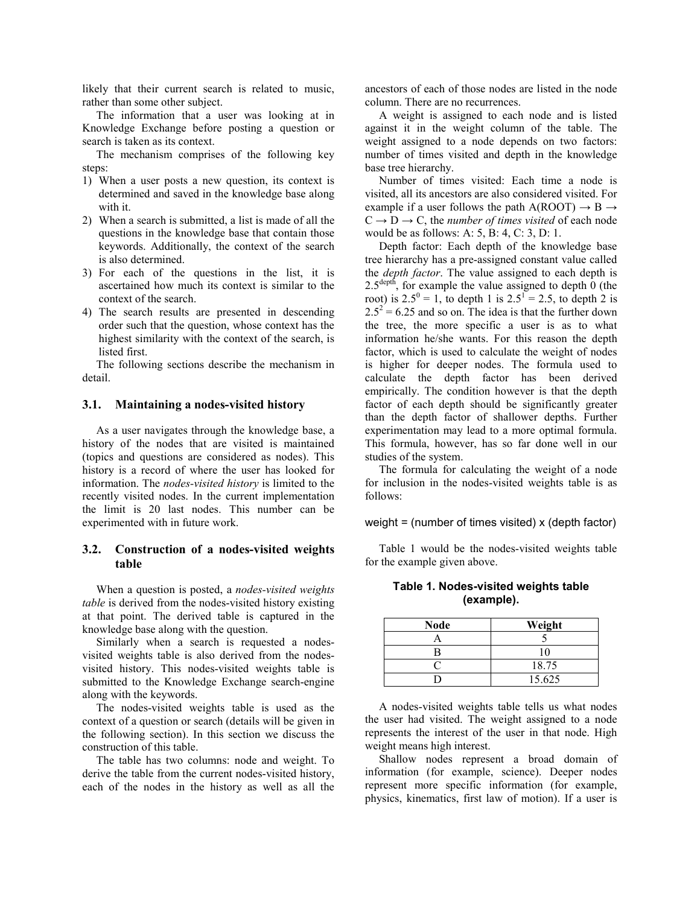likely that their current search is related to music, rather than some other subject.

The information that a user was looking at in Knowledge Exchange before posting a question or search is taken as its context.

The mechanism comprises of the following key steps:

1) When a user posts a new question, its context is determined and saved in the knowledge base along with it.
2) When a search is submitted, a list is made of all the questions in the knowledge base that contain those keywords. Additionally, the context of the search is also determined.
3) For each of the questions in the list, it is ascertained how much its context is similar to the context of the search.
4) The search results are presented in descending order such that the question, whose context has the highest similarity with the context of the search, is listed first.

The following sections describe the mechanism in detail.

### 3.1. Maintaining a nodes-visited history

As a user navigates through the knowledge base, a history of the nodes that are visited is maintained (topics and questions are considered as nodes). This history is a record of where the user has looked for information. The *nodes-visited history* is limited to the recently visited nodes. In the current implementation the limit is 20 last nodes. This number can be experimented with in future work.

### 3.2. Construction of a nodes-visited weights table

When a question is posted, a *nodes-visited weights table* is derived from the nodes-visited history existing at that point. The derived table is captured in the knowledge base along with the question.

Similarly when a search is requested a nodes-visited weights table is also derived from the nodes-visited history. This nodes-visited weights table is submitted to the Knowledge Exchange search-engine along with the keywords.

The nodes-visited weights table is used as the context of a question or search (details will be given in the following section). In this section we discuss the construction of this table.

The table has two columns: node and weight. To derive the table from the current nodes-visited history, each of the nodes in the history as well as all the ancestors of each of those nodes are listed in the node column. There are no recurrences.

A weight is assigned to each node and is listed against it in the weight column of the table. The weight assigned to a node depends on two factors: number of times visited and depth in the knowledge base tree hierarchy.

Number of times visited: Each time a node is visited, all its ancestors are also considered visited. For example if a user follows the path A(ROOT) → B → C → D → C, the *number of times visited* of each node would be as follows: A: 5, B: 4, C: 3, D: 1.

Depth factor: Each depth of the knowledge base tree hierarchy has a pre-assigned constant value called the *depth factor*. The value assigned to each depth is $2.5^{depth}$, for example the value assigned to depth 0 (the root) is $2.5^0 = 1$, to depth 1 is $2.5^1 = 2.5$, to depth 2 is $2.5^2 = 6.25$ and so on. The idea is that the further down the tree, the more specific a user is as to what information he/she wants. For this reason the depth factor, which is used to calculate the weight of nodes is higher for deeper nodes. The formula used to calculate the depth factor has been derived empirically. The condition however is that the depth factor of each depth should be significantly greater than the depth factor of shallower depths. Further experimentation may lead to a more optimal formula. This formula, however, has so far done well in our studies of the system.

The formula for calculating the weight of a node for inclusion in the nodes-visited weights table is as follows:

weight = (number of times visited) x (depth factor)

Table 1 would be the nodes-visited weights table for the example given above.

**Table 1. Nodes-visited weights table (example).**

| Node | Weight |
|---|---|
| A | 5 |
| B | 10 |
| C | 18.75 |
| D | 15.625 |

A nodes-visited weights table tells us what nodes the user had visited. The weight assigned to a node represents the interest of the user in that node. High weight means high interest.

Shallow nodes represent a broad domain of information (for example, science). Deeper nodes represent more specific information (for example, physics, kinematics, first law of motion). If a user is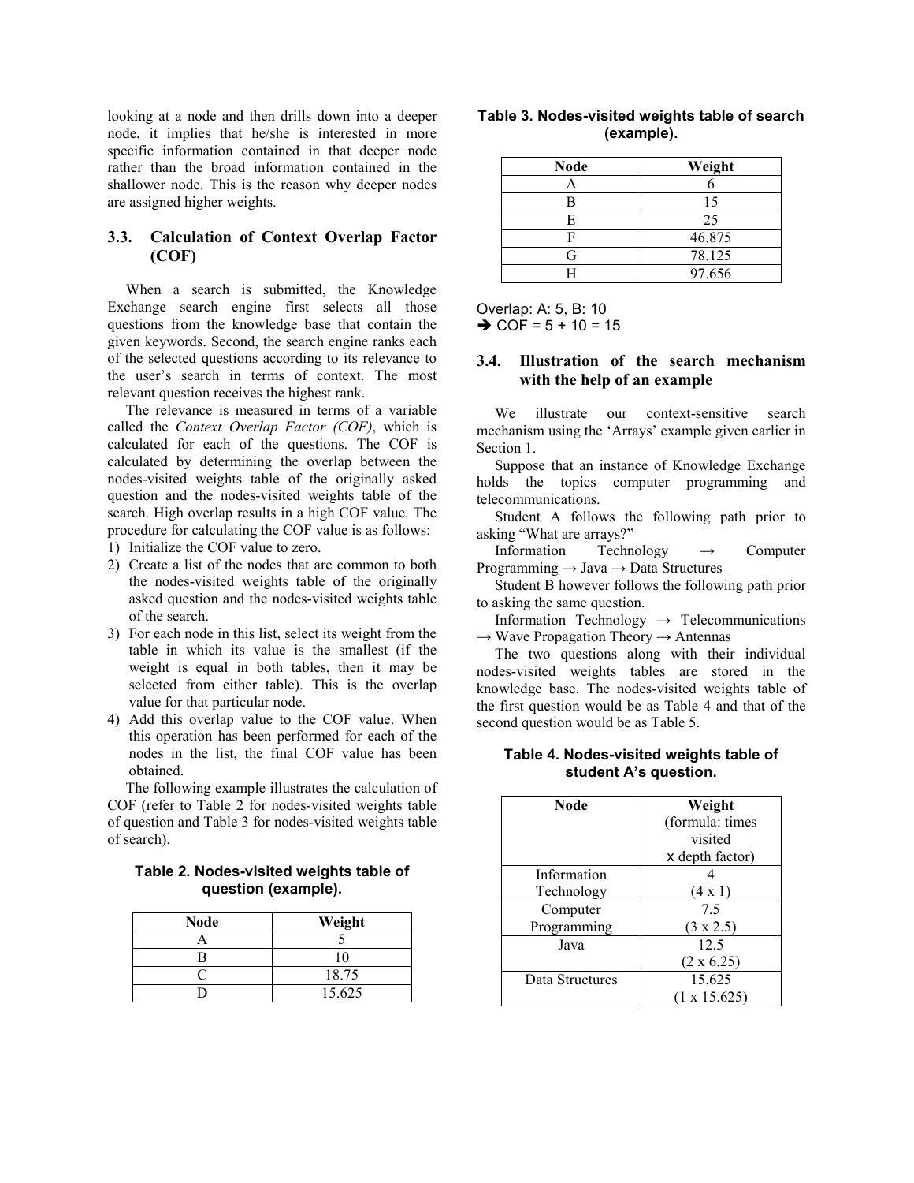looking at a node and then drills down into a deeper node, it implies that he/she is interested in more specific information contained in that deeper node rather than the broad information contained in the shallower node. This is the reason why deeper nodes are assigned higher weights.

### 3.3. Calculation of Context Overlap Factor (COF)

When a search is submitted, the Knowledge Exchange search engine first selects all those questions from the knowledge base that contain the given keywords. Second, the search engine ranks each of the selected questions according to its relevance to the user's search in terms of context. The most relevant question receives the highest rank.

The relevance is measured in terms of a variable called the *Context Overlap Factor (COF)*, which is calculated for each of the questions. The COF is calculated by determining the overlap between the nodes-visited weights table of the originally asked question and the nodes-visited weights table of the search. High overlap results in a high COF value. The procedure for calculating the COF value is as follows:

1) Initialize the COF value to zero.
2) Create a list of the nodes that are common to both the nodes-visited weights table of the originally asked question and the nodes-visited weights table of the search.
3) For each node in this list, select its weight from the table in which its value is the smallest (if the weight is equal in both tables, then it may be selected from either table). This is the overlap value for that particular node.
4) Add this overlap value to the COF value. When this operation has been performed for each of the nodes in the list, the final COF value has been obtained.

The following example illustrates the calculation of COF (refer to Table 2 for nodes-visited weights table of question and Table 3 for nodes-visited weights table of search).

**Table 2. Nodes-visited weights table of question (example).**

| Node | Weight |
|---|---|
| A | 5 |
| B | 10 |
| C | 18.75 |
| D | 15.625 |

**Table 3. Nodes-visited weights table of search (example).**

| Node | Weight |
|---|---|
| A | 6 |
| B | 15 |
| E | 25 |
| F | 46.875 |
| G | 78.125 |
| H | 97.656 |

Overlap: A: 5, B: 10
➔ COF = 5 + 10 = 15

### 3.4. Illustration of the search mechanism with the help of an example

We illustrate our context-sensitive search mechanism using the 'Arrays' example given earlier in Section 1.

Suppose that an instance of Knowledge Exchange holds the topics computer programming and telecommunications.

Student A follows the following path prior to asking "What are arrays?"

Information Technology → Computer Programming → Java → Data Structures

Student B however follows the following path prior to asking the same question.

Information Technology → Telecommunications → Wave Propagation Theory → Antennas

The two questions along with their individual nodes-visited weights tables are stored in the knowledge base. The nodes-visited weights table of the first question would be as Table 4 and that of the second question would be as Table 5.

**Table 4. Nodes-visited weights table of student A's question.**

| Node | Weight (formula: times visited x depth factor) |
|---|---|
| Information Technology | 4 (4 x 1) |
| Computer Programming | 7.5 (3 x 2.5) |
| Java | 12.5 (2 x 6.25) |
| Data Structures | 15.625 (1 x 15.625) |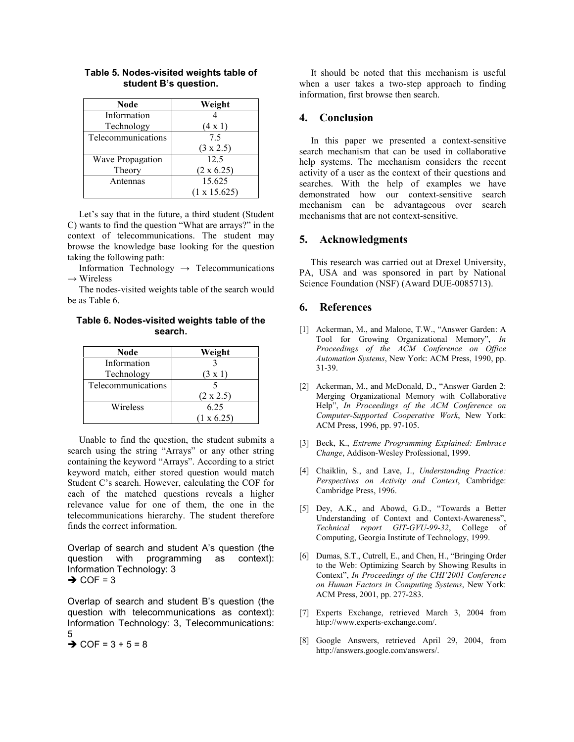**Table 5. Nodes-visited weights table of student B's question.**

| Node | Weight |
|---|---|
| Information Technology | 4 (4 x 1) |
| Telecommunications | 7.5 (3 x 2.5) |
| Wave Propagation Theory | 12.5 (2 x 6.25) |
| Antennas | 15.625 (1 x 15.625) |

Let's say that in the future, a third student (Student C) wants to find the question "What are arrays?" in the context of telecommunications. The student may browse the knowledge base looking for the question taking the following path:

Information Technology → Telecommunications → Wireless

The nodes-visited weights table of the search would be as Table 6.

**Table 6. Nodes-visited weights table of the search.**

| Node | Weight |
|---|---|
| Information Technology | 3 (3 x 1) |
| Telecommunications | 5 (2 x 2.5) |
| Wireless | 6.25 (1 x 6.25) |

Unable to find the question, the student submits a search using the string "Arrays" or any other string containing the keyword "Arrays". According to a strict keyword match, either stored question would match Student C's search. However, calculating the COF for each of the matched questions reveals a higher relevance value for one of them, the one in the telecommunications hierarchy. The student therefore finds the correct information.

Overlap of search and student A's question (the question with programming as context): Information Technology: 3
➔ COF = 3

Overlap of search and student B's question (the question with telecommunications as context): Information Technology: 3, Telecommunications: 5
➔ COF = 3 + 5 = 8

It should be noted that this mechanism is useful when a user takes a two-step approach to finding information, first browse then search.

## 4. Conclusion

In this paper we presented a context-sensitive search mechanism that can be used in collaborative help systems. The mechanism considers the recent activity of a user as the context of their questions and searches. With the help of examples we have demonstrated how our context-sensitive search mechanism can be advantageous over search mechanisms that are not context-sensitive.

## 5. Acknowledgments

This research was carried out at Drexel University, PA, USA and was sponsored in part by National Science Foundation (NSF) (Award DUE-0085713).

## 6. References

[1] Ackerman, M., and Malone, T.W., "Answer Garden: A Tool for Growing Organizational Memory", *In Proceedings of the ACM Conference on Office Automation Systems*, New York: ACM Press, 1990, pp. 31-39.

[2] Ackerman, M., and McDonald, D., "Answer Garden 2: Merging Organizational Memory with Collaborative Help", *In Proceedings of the ACM Conference on Computer-Supported Cooperative Work*, New York: ACM Press, 1996, pp. 97-105.

[3] Beck, K., *Extreme Programming Explained: Embrace Change*, Addison-Wesley Professional, 1999.

[4] Chaiklin, S., and Lave, J., *Understanding Practice: Perspectives on Activity and Context*, Cambridge: Cambridge Press, 1996.

[5] Dey, A.K., and Abowd, G.D., "Towards a Better Understanding of Context and Context-Awareness", *Technical report GIT-GVU-99-32*, College of Computing, Georgia Institute of Technology, 1999.

[6] Dumas, S.T., Cutrell, E., and Chen, H., "Bringing Order to the Web: Optimizing Search by Showing Results in Context", *In Proceedings of the CHI'2001 Conference on Human Factors in Computing Systems*, New York: ACM Press, 2001, pp. 277-283.

[7] Experts Exchange, retrieved March 3, 2004 from http://www.experts-exchange.com/.

[8] Google Answers, retrieved April 29, 2004, from http://answers.google.com/answers/.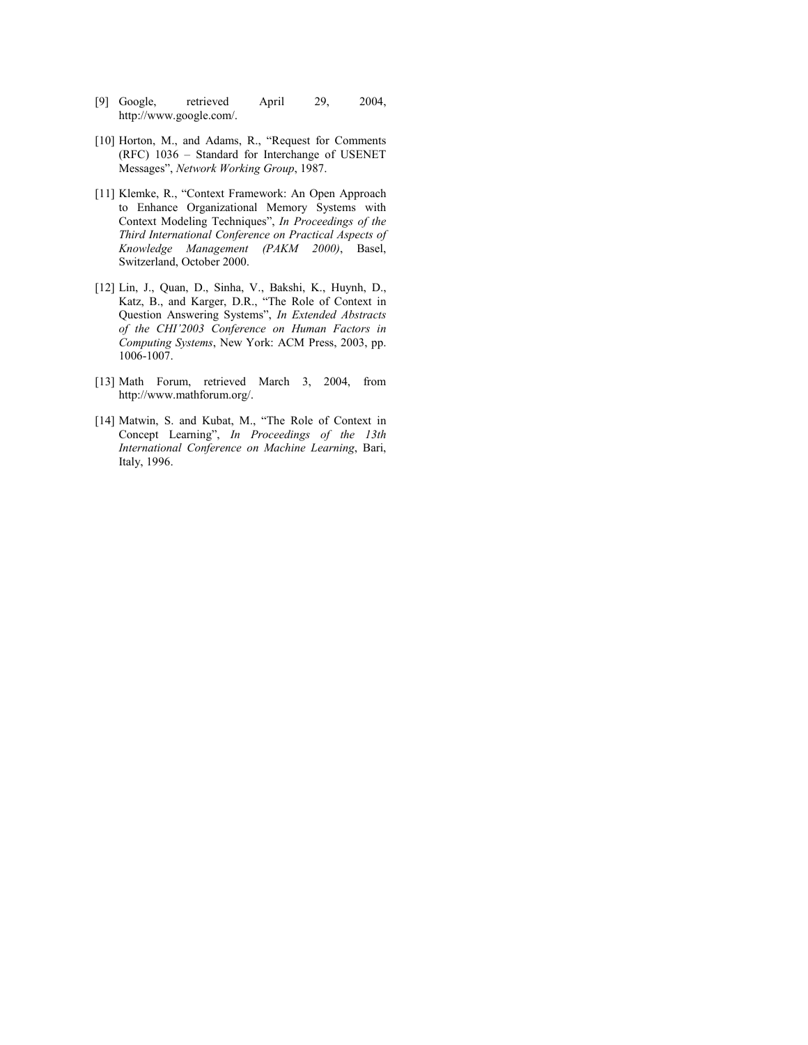[9] Google, retrieved April 29, 2004, http://www.google.com/.

[10] Horton, M., and Adams, R., "Request for Comments (RFC) 1036 – Standard for Interchange of USENET Messages", *Network Working Group*, 1987.

[11] Klemke, R., "Context Framework: An Open Approach to Enhance Organizational Memory Systems with Context Modeling Techniques", *In Proceedings of the Third International Conference on Practical Aspects of Knowledge Management (PAKM 2000)*, Basel, Switzerland, October 2000.

[12] Lin, J., Quan, D., Sinha, V., Bakshi, K., Huynh, D., Katz, B., and Karger, D.R., "The Role of Context in Question Answering Systems", *In Extended Abstracts of the CHI'2003 Conference on Human Factors in Computing Systems*, New York: ACM Press, 2003, pp. 1006-1007.

[13] Math Forum, retrieved March 3, 2004, from http://www.mathforum.org/.

[14] Matwin, S. and Kubat, M., "The Role of Context in Concept Learning", *In Proceedings of the 13th International Conference on Machine Learning*, Bari, Italy, 1996.